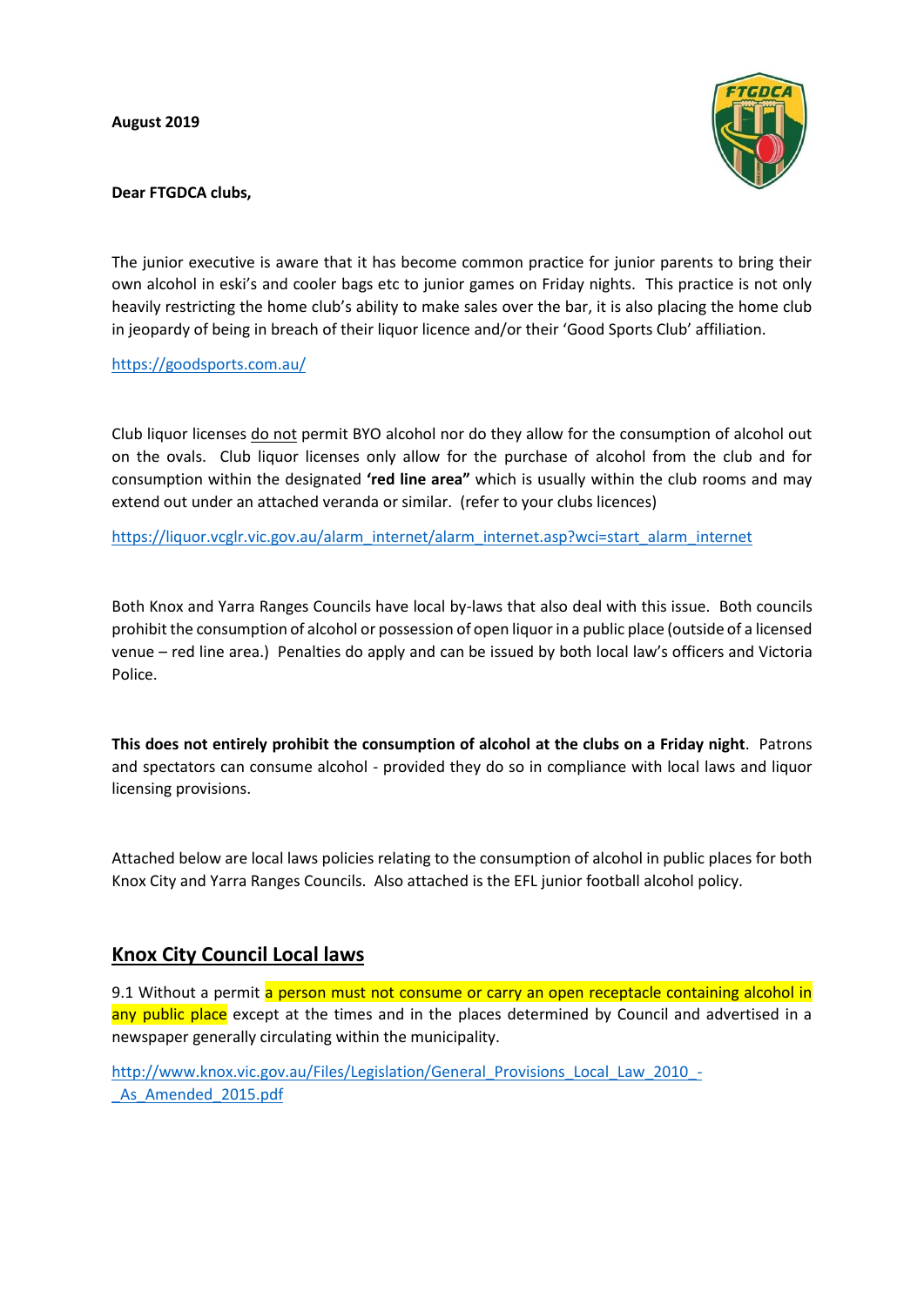**August 2019**

**Dear FTGDCA clubs,**

The junior executive is aware that it has become common practice for junior parents to bring their own alcohol in eski's and cooler bags etc to junior games on Friday nights. This practice is not only heavily restricting the home club's ability to make sales over the bar, it is also placing the home club in jeopardy of being in breach of their liquor licence and/or their 'Good Sports Club' affiliation.

https://goodsports.com.au/

Club liquor licenses do not permit BYO alcohol nor do they allow for the consumption of alcohol out on the ovals. Club liquor licenses only allow for the purchase of alcohol from the club and for consumption within the designated **'red line area"** which is usually within the club rooms and may extend out under an attached veranda or similar. (refer to your clubs licences)

https://liquor.vcglr.vic.gov.au/alarm_internet/alarm_internet.asp?wci=start_alarm_internet

Both Knox and Yarra Ranges Councils have local by-laws that also deal with this issue. Both councils prohibit the consumption of alcohol or possession of open liquor in a public place (outside of a licensed venue – red line area.) Penalties do apply and can be issued by both local law's officers and Victoria Police.

**This does not entirely prohibit the consumption of alcohol at the clubs on a Friday night**. Patrons and spectators can consume alcohol - provided they do so in compliance with local laws and liquor licensing provisions.

Attached below are local laws policies relating to the consumption of alcohol in public places for both Knox City and Yarra Ranges Councils. Also attached is the EFL junior football alcohol policy.

## Knox City Council Local laws

9.1 Without a permit a person must not consume or carry an open receptacle containing alcohol in any public place except at the times and in the places determined by Council and advertised in a newspaper generally circulating within the municipality.

http://www.knox.vic.gov.au/Files/Legislation/General_Provisions_Local_Law_2010_-_As_Amended_2015.pdf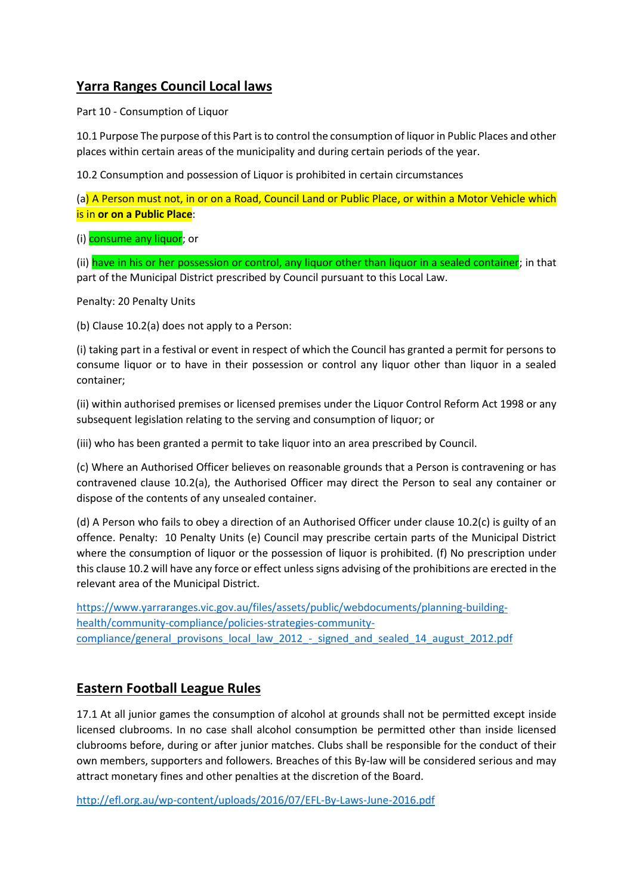## Yarra Ranges Council Local laws

Part 10 - Consumption of Liquor

10.1 Purpose The purpose of this Part is to control the consumption of liquor in Public Places and other places within certain areas of the municipality and during certain periods of the year.

10.2 Consumption and possession of Liquor is prohibited in certain circumstances

(a) A Person must not, in or on a Road, Council Land or Public Place, or within a Motor Vehicle which is in **or on a Public Place**:

(i) consume any liquor; or

(ii) have in his or her possession or control, any liquor other than liquor in a sealed container; in that part of the Municipal District prescribed by Council pursuant to this Local Law.

Penalty: 20 Penalty Units

(b) Clause 10.2(a) does not apply to a Person:

(i) taking part in a festival or event in respect of which the Council has granted a permit for persons to consume liquor or to have in their possession or control any liquor other than liquor in a sealed container;

(ii) within authorised premises or licensed premises under the Liquor Control Reform Act 1998 or any subsequent legislation relating to the serving and consumption of liquor; or

(iii) who has been granted a permit to take liquor into an area prescribed by Council.

(c) Where an Authorised Officer believes on reasonable grounds that a Person is contravening or has contravened clause 10.2(a), the Authorised Officer may direct the Person to seal any container or dispose of the contents of any unsealed container.

(d) A Person who fails to obey a direction of an Authorised Officer under clause 10.2(c) is guilty of an offence. Penalty: 10 Penalty Units (e) Council may prescribe certain parts of the Municipal District where the consumption of liquor or the possession of liquor is prohibited. (f) No prescription under this clause 10.2 will have any force or effect unless signs advising of the prohibitions are erected in the relevant area of the Municipal District.

https://www.yarraranges.vic.gov.au/files/assets/public/webdocuments/planning-building-health/community-compliance/policies-strategies-community-compliance/general_provisons_local_law_2012_-_signed_and_sealed_14_august_2012.pdf

## Eastern Football League Rules

17.1 At all junior games the consumption of alcohol at grounds shall not be permitted except inside licensed clubrooms. In no case shall alcohol consumption be permitted other than inside licensed clubrooms before, during or after junior matches. Clubs shall be responsible for the conduct of their own members, supporters and followers. Breaches of this By-law will be considered serious and may attract monetary fines and other penalties at the discretion of the Board.

http://efl.org.au/wp-content/uploads/2016/07/EFL-By-Laws-June-2016.pdf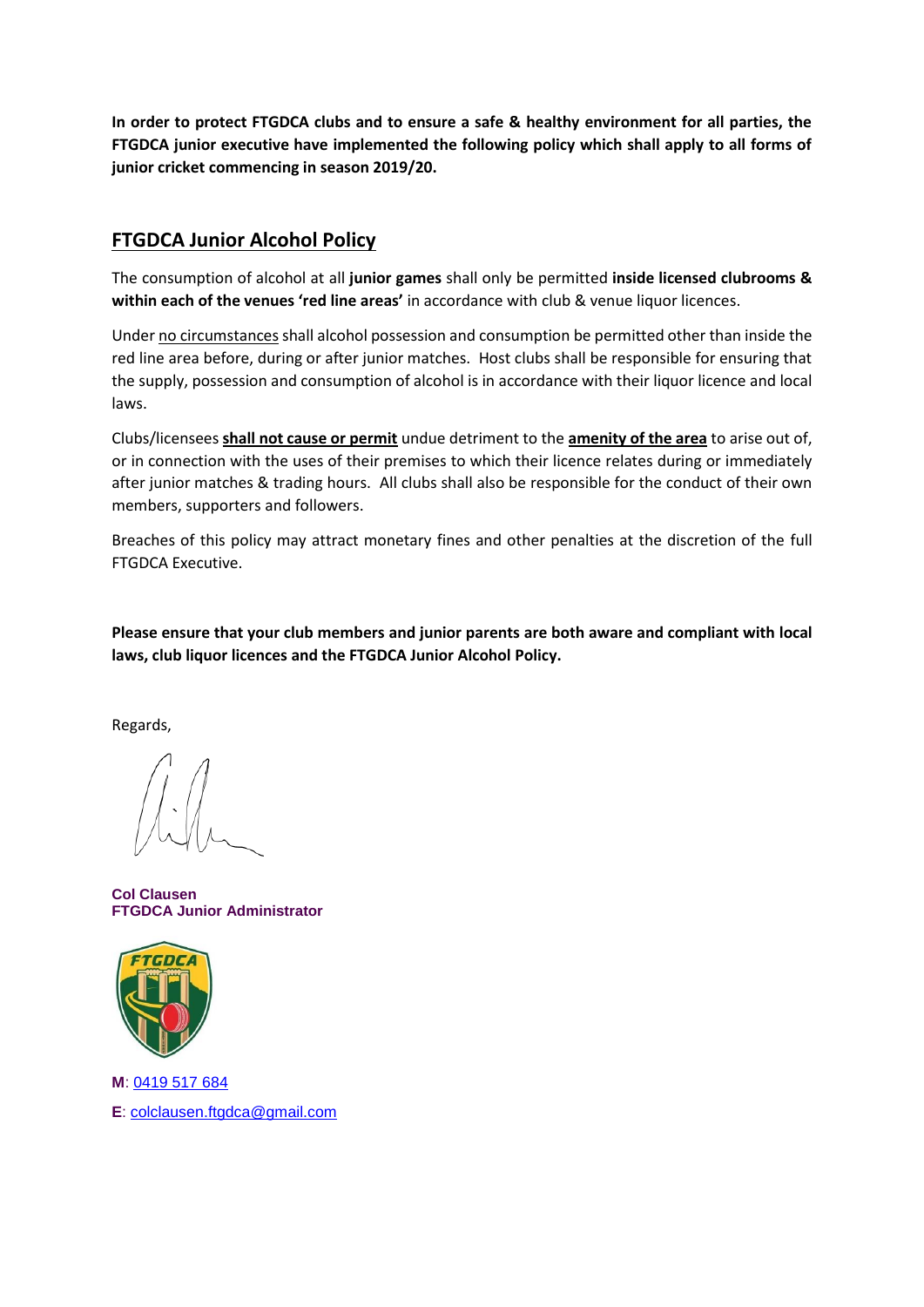**In order to protect FTGDCA clubs and to ensure a safe & healthy environment for all parties, the FTGDCA junior executive have implemented the following policy which shall apply to all forms of junior cricket commencing in season 2019/20.**

## FTGDCA Junior Alcohol Policy

The consumption of alcohol at all **junior games** shall only be permitted **inside licensed clubrooms & within each of the venues 'red line areas'** in accordance with club & venue liquor licences.

Under no circumstances shall alcohol possession and consumption be permitted other than inside the red line area before, during or after junior matches. Host clubs shall be responsible for ensuring that the supply, possession and consumption of alcohol is in accordance with their liquor licence and local laws.

Clubs/licensees **shall not cause or permit** undue detriment to the **amenity of the area** to arise out of, or in connection with the uses of their premises to which their licence relates during or immediately after junior matches & trading hours. All clubs shall also be responsible for the conduct of their own members, supporters and followers.

Breaches of this policy may attract monetary fines and other penalties at the discretion of the full FTGDCA Executive.

**Please ensure that your club members and junior parents are both aware and compliant with local laws, club liquor licences and the FTGDCA Junior Alcohol Policy.**

Regards,

**Col Clausen**
**FTGDCA Junior Administrator**

**M**: 0419 517 684

**E**: colclausen.ftgdca@gmail.com